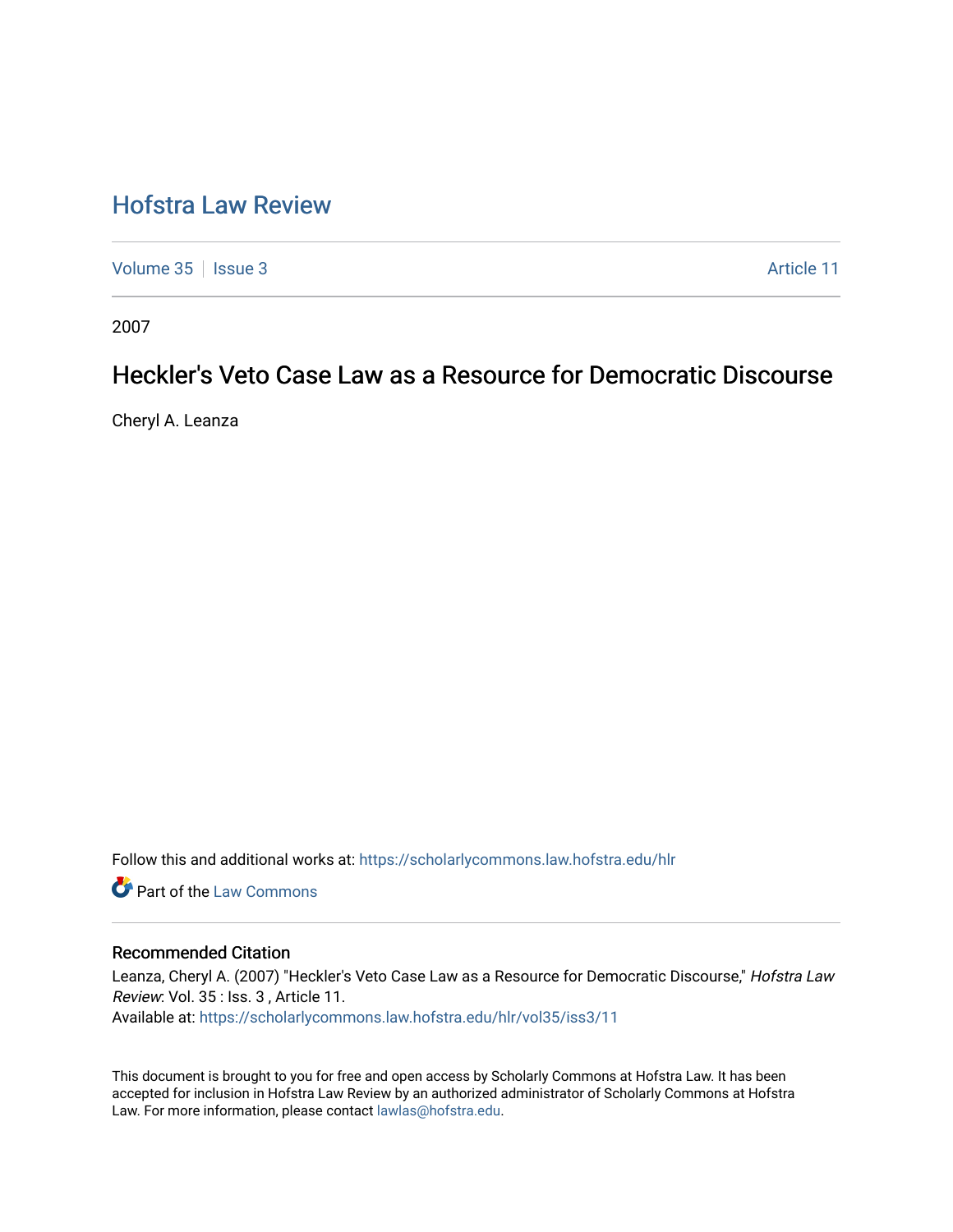# Hofstra Law Review

Volume 35 | Issue 3 Article 11

2007

## Heckler's Veto Case Law as a Resource for Democratic Discourse

Cheryl A. Leanza

Follow this and additional works at: https://scholarlycommons.law.hofstra.edu/hlr

Part of the Law Commons

### Recommended Citation

Leanza, Cheryl A. (2007) "Heckler's Veto Case Law as a Resource for Democratic Discourse," *Hofstra Law Review*: Vol. 35 : Iss. 3 , Article 11.
Available at: https://scholarlycommons.law.hofstra.edu/hlr/vol35/iss3/11

This document is brought to you for free and open access by Scholarly Commons at Hofstra Law. It has been accepted for inclusion in Hofstra Law Review by an authorized administrator of Scholarly Commons at Hofstra Law. For more information, please contact lawlas@hofstra.edu.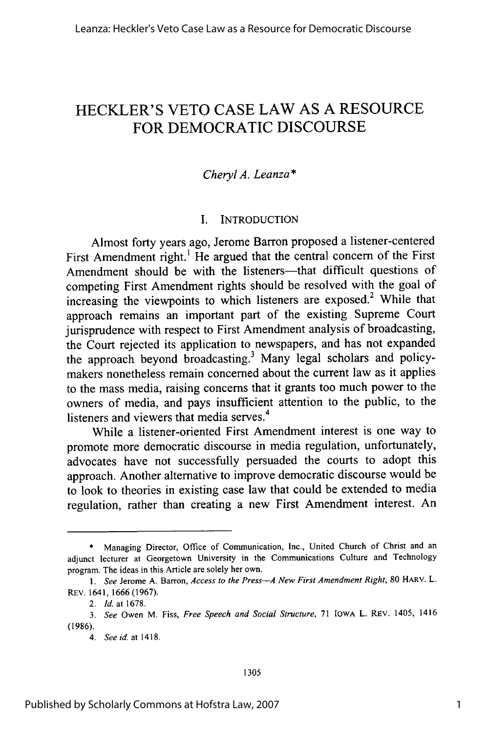# HECKLER'S VETO CASE LAW AS A RESOURCE FOR DEMOCRATIC DISCOURSE

*Cheryl A. Leanza\**

## I. INTRODUCTION

Almost forty years ago, Jerome Barron proposed a listener-centered First Amendment right.[1] He argued that the central concern of the First Amendment should be with the listeners—that difficult questions of competing First Amendment rights should be resolved with the goal of increasing the viewpoints to which listeners are exposed.[2] While that approach remains an important part of the existing Supreme Court jurisprudence with respect to First Amendment analysis of broadcasting, the Court rejected its application to newspapers, and has not expanded the approach beyond broadcasting.[3] Many legal scholars and policy-makers nonetheless remain concerned about the current law as it applies to the mass media, raising concerns that it grants too much power to the owners of media, and pays insufficient attention to the public, to the listeners and viewers that media serves.[4]

While a listener-oriented First Amendment interest is one way to promote more democratic discourse in media regulation, unfortunately, advocates have not successfully persuaded the courts to adopt this approach. Another alternative to improve democratic discourse would be to look to theories in existing case law that could be extended to media regulation, rather than creating a new First Amendment interest. An

---

\* Managing Director, Office of Communication, Inc., United Church of Christ and an adjunct lecturer at Georgetown University in the Communications Culture and Technology program. The ideas in this Article are solely her own.

1. *See* Jerome A. Barron, *Access to the Press—A New First Amendment Right*, 80 HARV. L. REV. 1641, 1666 (1967).

2. *Id.* at 1678.

3. *See* Owen M. Fiss, *Free Speech and Social Structure*, 71 IOWA L. REV. 1405, 1416 (1986).

4. *See id.* at 1418.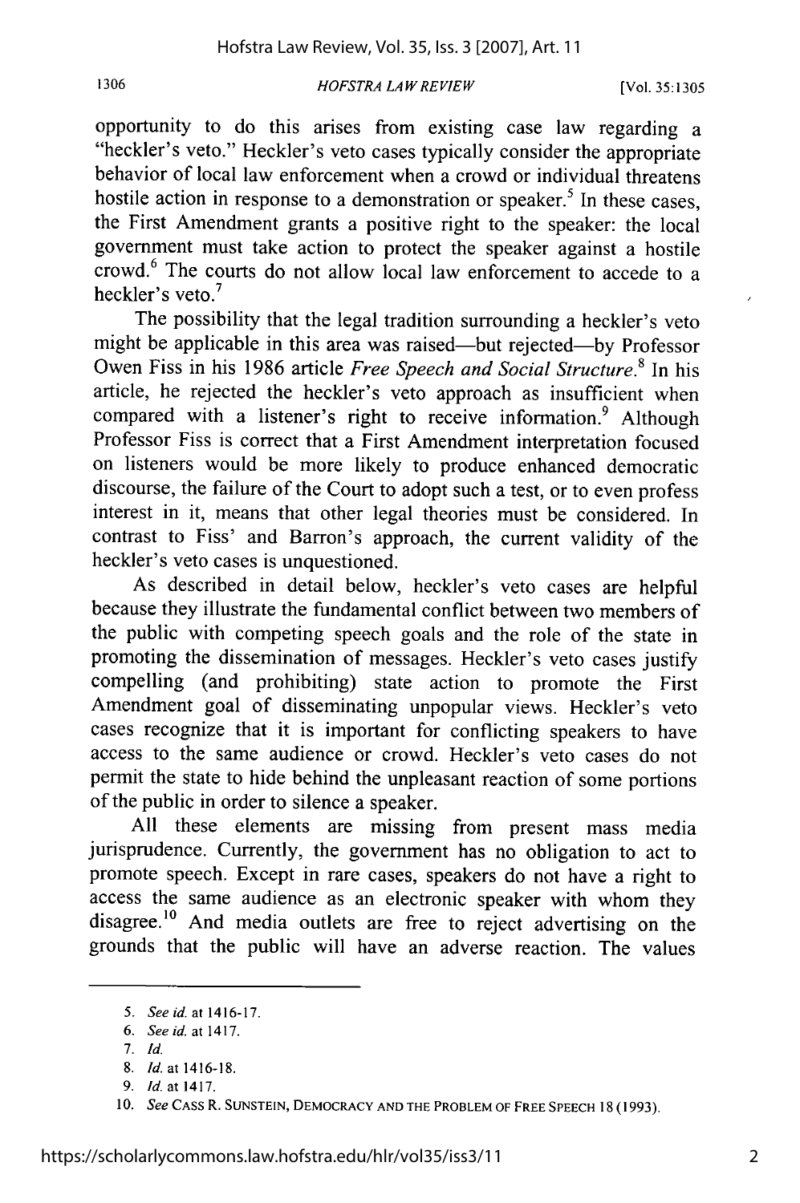opportunity to do this arises from existing case law regarding a "heckler's veto." Heckler's veto cases typically consider the appropriate behavior of local law enforcement when a crowd or individual threatens hostile action in response to a demonstration or speaker.[5] In these cases, the First Amendment grants a positive right to the speaker: the local government must take action to protect the speaker against a hostile crowd.[6] The courts do not allow local law enforcement to accede to a heckler's veto.[7]

The possibility that the legal tradition surrounding a heckler's veto might be applicable in this area was raised—but rejected—by Professor Owen Fiss in his 1986 article *Free Speech and Social Structure*.[8] In his article, he rejected the heckler's veto approach as insufficient when compared with a listener's right to receive information.[9] Although Professor Fiss is correct that a First Amendment interpretation focused on listeners would be more likely to produce enhanced democratic discourse, the failure of the Court to adopt such a test, or to even profess interest in it, means that other legal theories must be considered. In contrast to Fiss' and Barron's approach, the current validity of the heckler's veto cases is unquestioned.

As described in detail below, heckler's veto cases are helpful because they illustrate the fundamental conflict between two members of the public with competing speech goals and the role of the state in promoting the dissemination of messages. Heckler's veto cases justify compelling (and prohibiting) state action to promote the First Amendment goal of disseminating unpopular views. Heckler's veto cases recognize that it is important for conflicting speakers to have access to the same audience or crowd. Heckler's veto cases do not permit the state to hide behind the unpleasant reaction of some portions of the public in order to silence a speaker.

All these elements are missing from present mass media jurisprudence. Currently, the government has no obligation to act to promote speech. Except in rare cases, speakers do not have a right to access the same audience as an electronic speaker with whom they disagree.[10] And media outlets are free to reject advertising on the grounds that the public will have an adverse reaction. The values

---

5. *See id.* at 1416-17.

6. *See id.* at 1417.

7. *Id.*

8. *Id.* at 1416-18.

9. *Id.* at 1417.

10. *See* CASS R. SUNSTEIN, DEMOCRACY AND THE PROBLEM OF FREE SPEECH 18 (1993).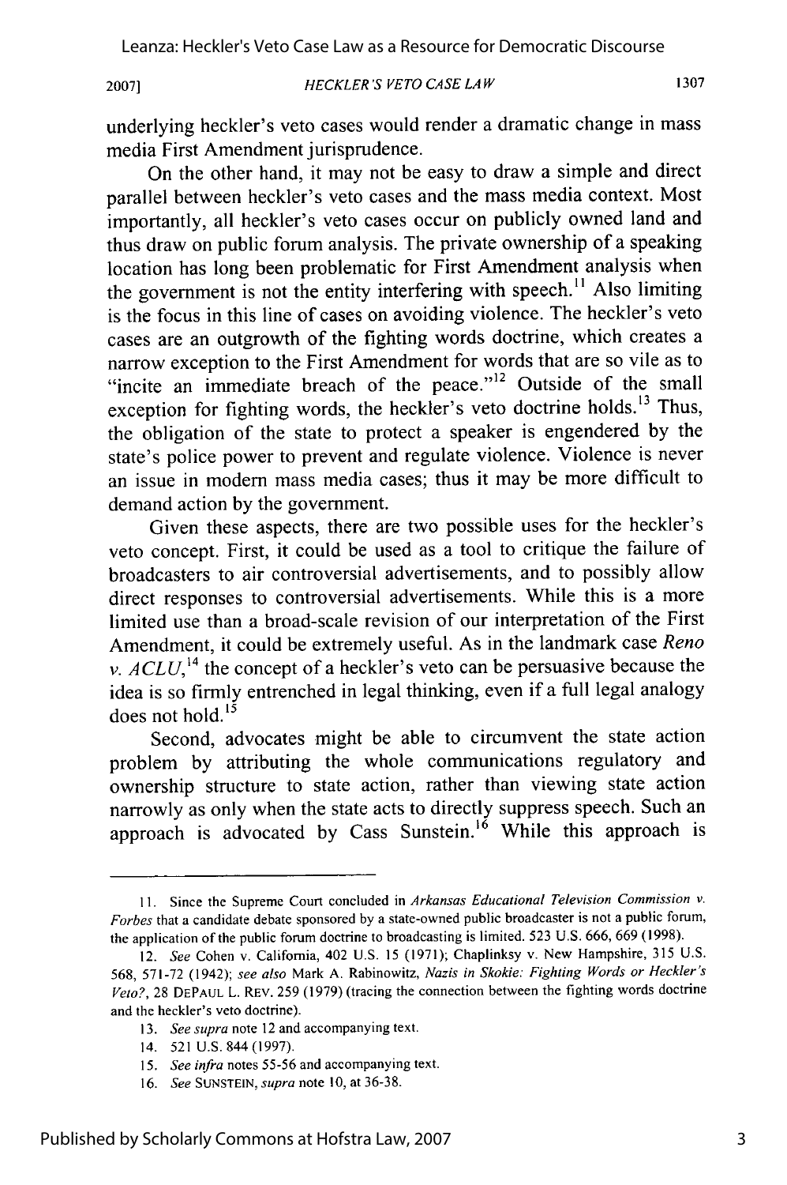underlying heckler's veto cases would render a dramatic change in mass media First Amendment jurisprudence.

On the other hand, it may not be easy to draw a simple and direct parallel between heckler's veto cases and the mass media context. Most importantly, all heckler's veto cases occur on publicly owned land and thus draw on public forum analysis. The private ownership of a speaking location has long been problematic for First Amendment analysis when the government is not the entity interfering with speech.[11] Also limiting is the focus in this line of cases on avoiding violence. The heckler's veto cases are an outgrowth of the fighting words doctrine, which creates a narrow exception to the First Amendment for words that are so vile as to "incite an immediate breach of the peace."[12] Outside of the small exception for fighting words, the heckler's veto doctrine holds.[13] Thus, the obligation of the state to protect a speaker is engendered by the state's police power to prevent and regulate violence. Violence is never an issue in modern mass media cases; thus it may be more difficult to demand action by the government.

Given these aspects, there are two possible uses for the heckler's veto concept. First, it could be used as a tool to critique the failure of broadcasters to air controversial advertisements, and to possibly allow direct responses to controversial advertisements. While this is a more limited use than a broad-scale revision of our interpretation of the First Amendment, it could be extremely useful. As in the landmark case *Reno v. ACLU*,[14] the concept of a heckler's veto can be persuasive because the idea is so firmly entrenched in legal thinking, even if a full legal analogy does not hold.[15]

Second, advocates might be able to circumvent the state action problem by attributing the whole communications regulatory and ownership structure to state action, rather than viewing state action narrowly as only when the state acts to directly suppress speech. Such an approach is advocated by Cass Sunstein.[16] While this approach is

---

11. Since the Supreme Court concluded in *Arkansas Educational Television Commission v. Forbes* that a candidate debate sponsored by a state-owned public broadcaster is not a public forum, the application of the public forum doctrine to broadcasting is limited. 523 U.S. 666, 669 (1998).

12. *See* Cohen v. California, 402 U.S. 15 (1971); Chaplinksy v. New Hampshire, 315 U.S. 568, 571-72 (1942); *see also* Mark A. Rabinowitz, *Nazis in Skokie: Fighting Words or Heckler's Veto?*, 28 DEPAUL L. REV. 259 (1979) (tracing the connection between the fighting words doctrine and the heckler's veto doctrine).

13. *See supra* note 12 and accompanying text.

14. 521 U.S. 844 (1997).

15. *See infra* notes 55-56 and accompanying text.

16. *See* SUNSTEIN, *supra* note 10, at 36-38.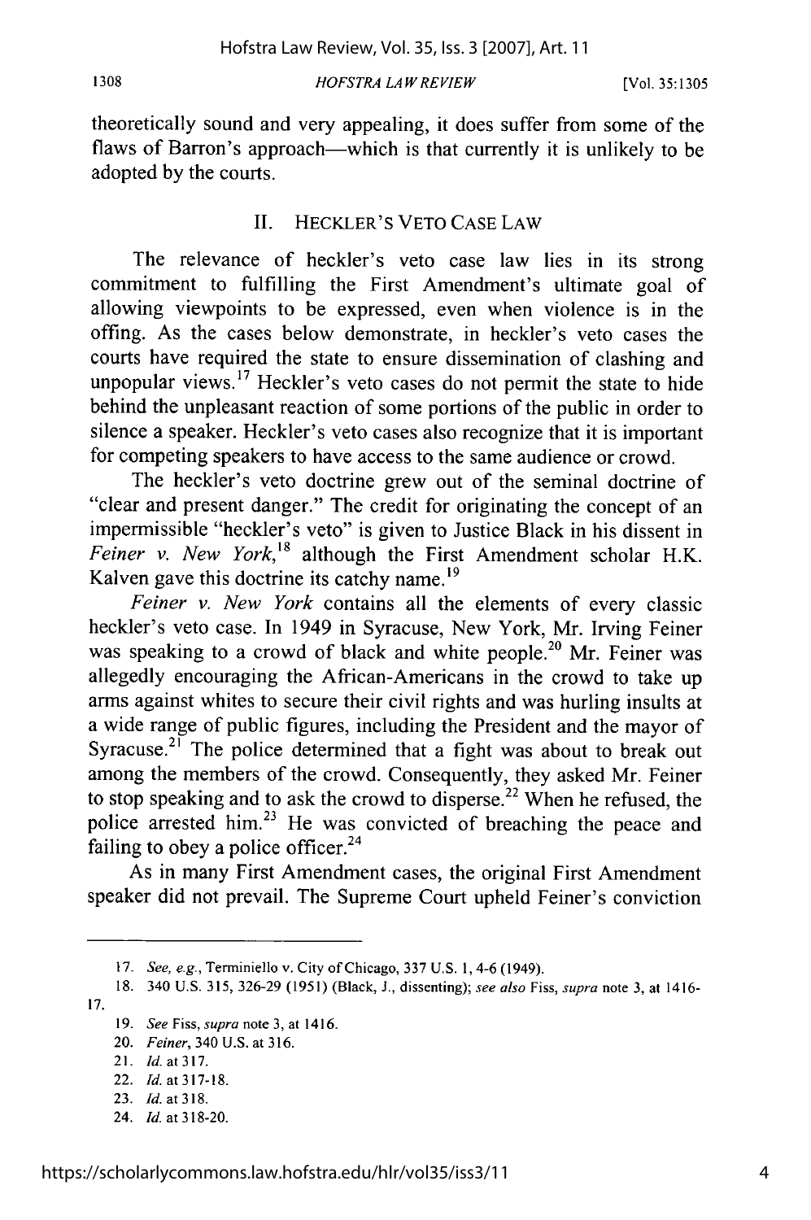theoretically sound and very appealing, it does suffer from some of the flaws of Barron's approach—which is that currently it is unlikely to be adopted by the courts.

## II. HECKLER'S VETO CASE LAW

The relevance of heckler's veto case law lies in its strong commitment to fulfilling the First Amendment's ultimate goal of allowing viewpoints to be expressed, even when violence is in the offing. As the cases below demonstrate, in heckler's veto cases the courts have required the state to ensure dissemination of clashing and unpopular views.[17] Heckler's veto cases do not permit the state to hide behind the unpleasant reaction of some portions of the public in order to silence a speaker. Heckler's veto cases also recognize that it is important for competing speakers to have access to the same audience or crowd.

The heckler's veto doctrine grew out of the seminal doctrine of "clear and present danger." The credit for originating the concept of an impermissible "heckler's veto" is given to Justice Black in his dissent in *Feiner v. New York*,[18] although the First Amendment scholar H.K. Kalven gave this doctrine its catchy name.[19]

*Feiner v. New York* contains all the elements of every classic heckler's veto case. In 1949 in Syracuse, New York, Mr. Irving Feiner was speaking to a crowd of black and white people.[20] Mr. Feiner was allegedly encouraging the African-Americans in the crowd to take up arms against whites to secure their civil rights and was hurling insults at a wide range of public figures, including the President and the mayor of Syracuse.[21] The police determined that a fight was about to break out among the members of the crowd. Consequently, they asked Mr. Feiner to stop speaking and to ask the crowd to disperse.[22] When he refused, the police arrested him.[23] He was convicted of breaching the peace and failing to obey a police officer.[24]

As in many First Amendment cases, the original First Amendment speaker did not prevail. The Supreme Court upheld Feiner's conviction

---

17. *See, e.g.*, Terminiello v. City of Chicago, 337 U.S. 1, 4-6 (1949).

18. 340 U.S. 315, 326-29 (1951) (Black, J., dissenting); *see also* Fiss, *supra* note 3, at 1416-17.

19. *See* Fiss, *supra* note 3, at 1416.

20. *Feiner*, 340 U.S. at 316.

21. *Id.* at 317.

22. *Id.* at 317-18.

23. *Id.* at 318.

24. *Id.* at 318-20.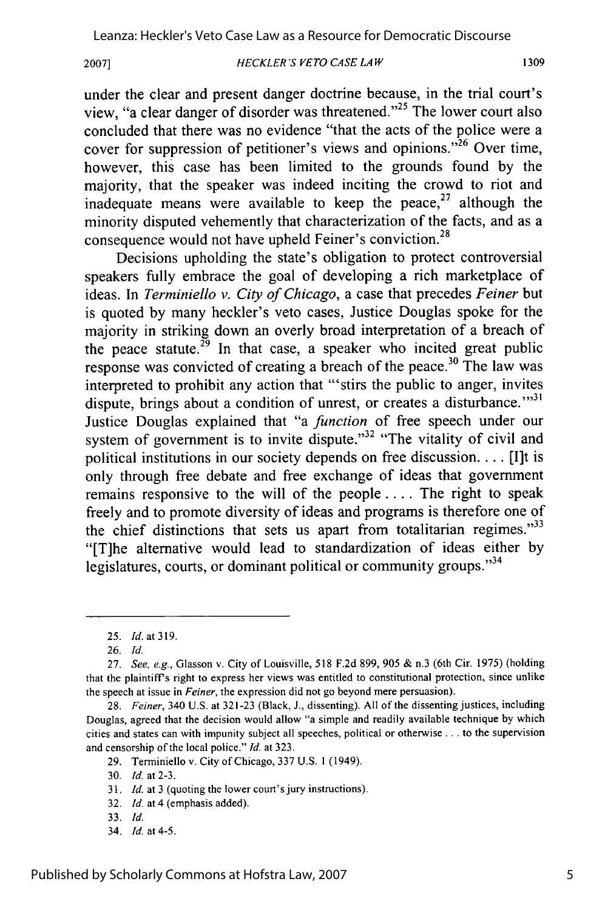under the clear and present danger doctrine because, in the trial court's view, "a clear danger of disorder was threatened."[25] The lower court also concluded that there was no evidence "that the acts of the police were a cover for suppression of petitioner's views and opinions."[26] Over time, however, this case has been limited to the grounds found by the majority, that the speaker was indeed inciting the crowd to riot and inadequate means were available to keep the peace,[27] although the minority disputed vehemently that characterization of the facts, and as a consequence would not have upheld Feiner's conviction.[28]

Decisions upholding the state's obligation to protect controversial speakers fully embrace the goal of developing a rich marketplace of ideas. In *Terminiello v. City of Chicago*, a case that precedes *Feiner* but is quoted by many heckler's veto cases, Justice Douglas spoke for the majority in striking down an overly broad interpretation of a breach of the peace statute.[29] In that case, a speaker who incited great public response was convicted of creating a breach of the peace.[30] The law was interpreted to prohibit any action that "'stirs the public to anger, invites dispute, brings about a condition of unrest, or creates a disturbance.'"[31] Justice Douglas explained that "a *function* of free speech under our system of government is to invite dispute."[32] "The vitality of civil and political institutions in our society depends on free discussion. . . . [I]t is only through free debate and free exchange of ideas that government remains responsive to the will of the people . . . . The right to speak freely and to promote diversity of ideas and programs is therefore one of the chief distinctions that sets us apart from totalitarian regimes."[33] "[T]he alternative would lead to standardization of ideas either by legislatures, courts, or dominant political or community groups."[34]

---

25. *Id.* at 319.

26. *Id.*

27. *See, e.g.*, Glasson v. City of Louisville, 518 F.2d 899, 905 & n.3 (6th Cir. 1975) (holding that the plaintiff's right to express her views was entitled to constitutional protection, since unlike the speech at issue in *Feiner*, the expression did not go beyond mere persuasion).

28. *Feiner*, 340 U.S. at 321-23 (Black, J., dissenting). All of the dissenting justices, including Douglas, agreed that the decision would allow "a simple and readily available technique by which cities and states can with impunity subject all speeches, political or otherwise . . . to the supervision and censorship of the local police." *Id.* at 323.

29. Terminiello v. City of Chicago, 337 U.S. 1 (1949).

30. *Id.* at 2-3.

31. *Id.* at 3 (quoting the lower court's jury instructions).

32. *Id.* at 4 (emphasis added).

33. *Id.*

34. *Id.* at 4-5.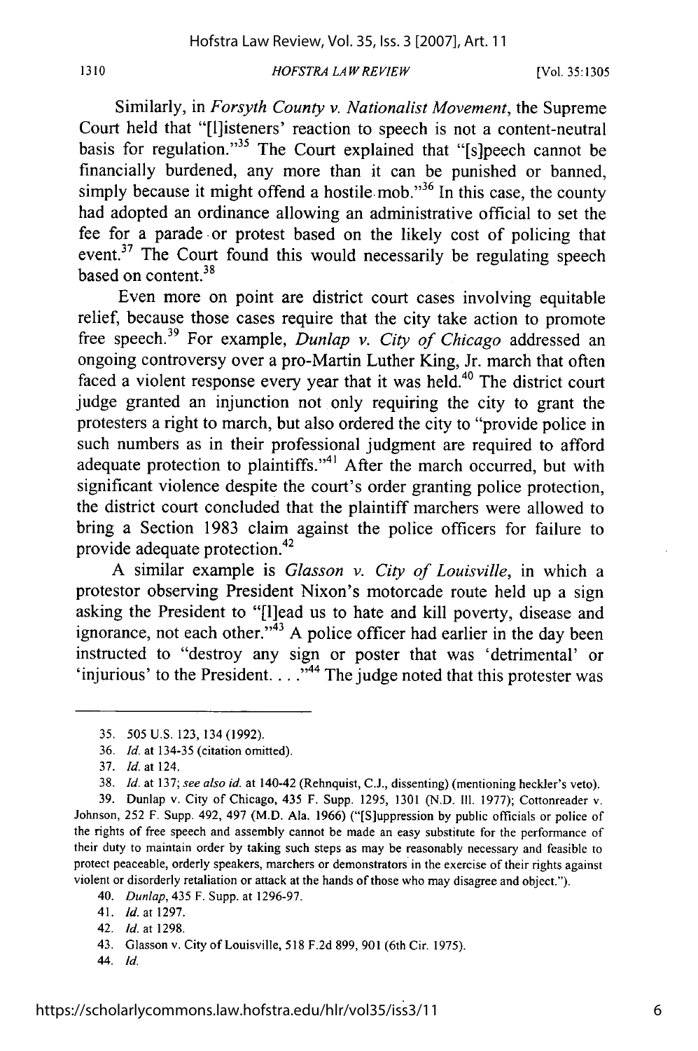Similarly, in *Forsyth County v. Nationalist Movement*, the Supreme Court held that "[l]isteners' reaction to speech is not a content-neutral basis for regulation."[35] The Court explained that "[s]peech cannot be financially burdened, any more than it can be punished or banned, simply because it might offend a hostile mob."[36] In this case, the county had adopted an ordinance allowing an administrative official to set the fee for a parade or protest based on the likely cost of policing that event.[37] The Court found this would necessarily be regulating speech based on content.[38]

Even more on point are district court cases involving equitable relief, because those cases require that the city take action to promote free speech.[39] For example, *Dunlap v. City of Chicago* addressed an ongoing controversy over a pro-Martin Luther King, Jr. march that often faced a violent response every year that it was held.[40] The district court judge granted an injunction not only requiring the city to grant the protesters a right to march, but also ordered the city to "provide police in such numbers as in their professional judgment are required to afford adequate protection to plaintiffs."[41] After the march occurred, but with significant violence despite the court's order granting police protection, the district court concluded that the plaintiff marchers were allowed to bring a Section 1983 claim against the police officers for failure to provide adequate protection.[42]

A similar example is *Glasson v. City of Louisville*, in which a protestor observing President Nixon's motorcade route held up a sign asking the President to "[l]ead us to hate and kill poverty, disease and ignorance, not each other."[43] A police officer had earlier in the day been instructed to "destroy any sign or poster that was 'detrimental' or 'injurious' to the President. . . ."[44] The judge noted that this protester was

---

35. 505 U.S. 123, 134 (1992).

36. *Id.* at 134-35 (citation omitted).

37. *Id.* at 124.

38. *Id.* at 137; *see also id.* at 140-42 (Rehnquist, C.J., dissenting) (mentioning heckler's veto).

39. Dunlap v. City of Chicago, 435 F. Supp. 1295, 1301 (N.D. Ill. 1977); Cottonreader v. Johnson, 252 F. Supp. 492, 497 (M.D. Ala. 1966) ("[S]uppression by public officials or police of the rights of free speech and assembly cannot be made an easy substitute for the performance of their duty to maintain order by taking such steps as may be reasonably necessary and feasible to protect peaceable, orderly speakers, marchers or demonstrators in the exercise of their rights against violent or disorderly retaliation or attack at the hands of those who may disagree and object.").

40. *Dunlap*, 435 F. Supp. at 1296-97.

41. *Id.* at 1297.

42. *Id.* at 1298.

43. Glasson v. City of Louisville, 518 F.2d 899, 901 (6th Cir. 1975).

44. *Id.*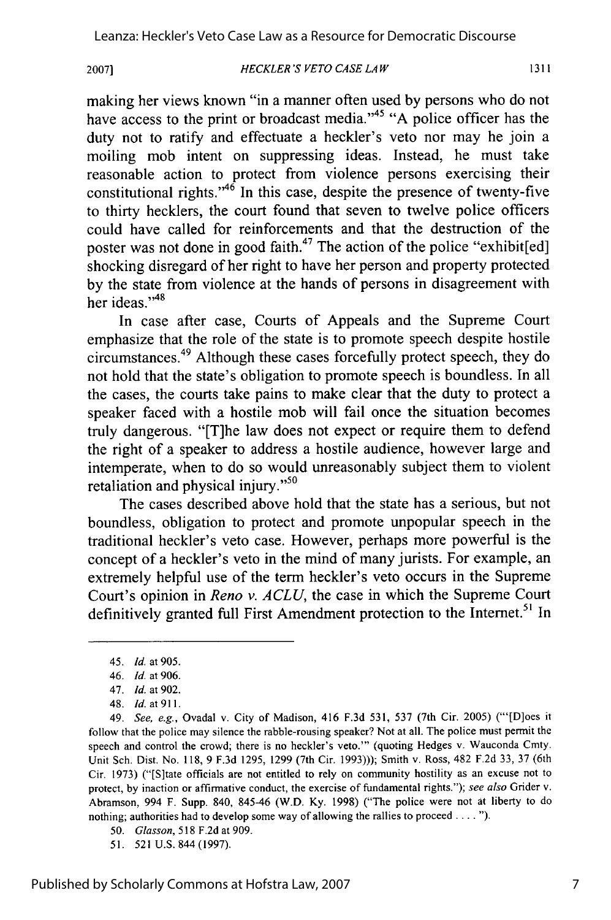making her views known "in a manner often used by persons who do not have access to the print or broadcast media."[45] "A police officer has the duty not to ratify and effectuate a heckler's veto nor may he join a moiling mob intent on suppressing ideas. Instead, he must take reasonable action to protect from violence persons exercising their constitutional rights."[46] In this case, despite the presence of twenty-five to thirty hecklers, the court found that seven to twelve police officers could have called for reinforcements and that the destruction of the poster was not done in good faith.[47] The action of the police "exhibit[ed] shocking disregard of her right to have her person and property protected by the state from violence at the hands of persons in disagreement with her ideas."[48]

In case after case, Courts of Appeals and the Supreme Court emphasize that the role of the state is to promote speech despite hostile circumstances.[49] Although these cases forcefully protect speech, they do not hold that the state's obligation to promote speech is boundless. In all the cases, the courts take pains to make clear that the duty to protect a speaker faced with a hostile mob will fail once the situation becomes truly dangerous. "[T]he law does not expect or require them to defend the right of a speaker to address a hostile audience, however large and intemperate, when to do so would unreasonably subject them to violent retaliation and physical injury."[50]

The cases described above hold that the state has a serious, but not boundless, obligation to protect and promote unpopular speech in the traditional heckler's veto case. However, perhaps more powerful is the concept of a heckler's veto in the mind of many jurists. For example, an extremely helpful use of the term heckler's veto occurs in the Supreme Court's opinion in *Reno v. ACLU*, the case in which the Supreme Court definitively granted full First Amendment protection to the Internet.[51] In

---

45. *Id.* at 905.

46. *Id.* at 906.

47. *Id.* at 902.

48. *Id.* at 911.

49. *See, e.g.*, Ovadal v. City of Madison, 416 F.3d 531, 537 (7th Cir. 2005) ("'[D]oes it follow that the police may silence the rabble-rousing speaker? Not at all. The police must permit the speech and control the crowd; there is no heckler's veto.'" (quoting Hedges v. Wauconda Cmty. Unit Sch. Dist. No. 118, 9 F.3d 1295, 1299 (7th Cir. 1993))); Smith v. Ross, 482 F.2d 33, 37 (6th Cir. 1973) ("[S]tate officials are not entitled to rely on community hostility as an excuse not to protect, by inaction or affirmative conduct, the exercise of fundamental rights."); *see also* Grider v. Abramson, 994 F. Supp. 840, 845-46 (W.D. Ky. 1998) ("The police were not at liberty to do nothing; authorities had to develop some way of allowing the rallies to proceed . . . . ").

50. *Glasson*, 518 F.2d at 909.

51. 521 U.S. 844 (1997).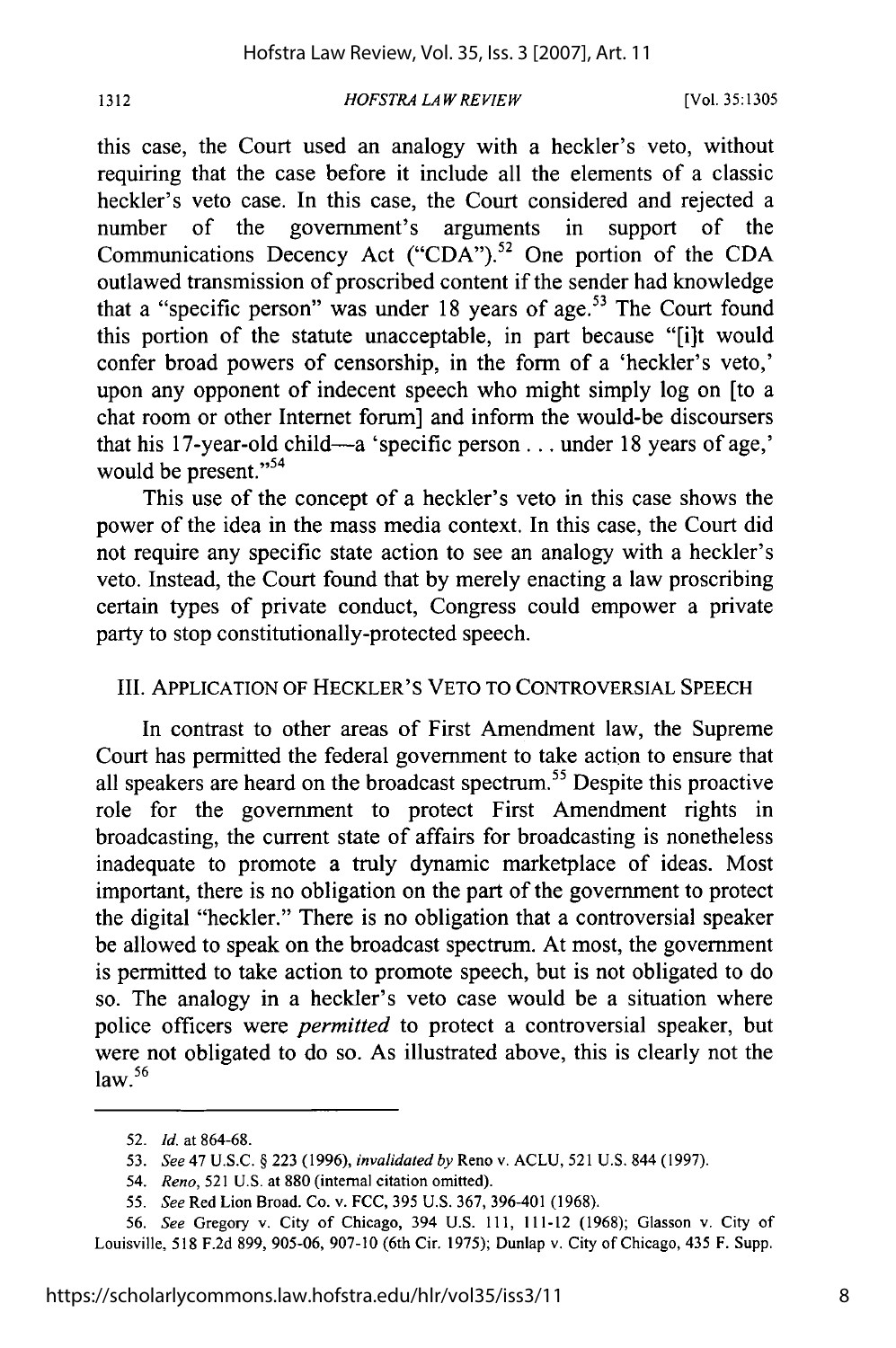this case, the Court used an analogy with a heckler's veto, without requiring that the case before it include all the elements of a classic heckler's veto case. In this case, the Court considered and rejected a number of the government's arguments in support of the Communications Decency Act ("CDA").[52] One portion of the CDA outlawed transmission of proscribed content if the sender had knowledge that a "specific person" was under 18 years of age.[53] The Court found this portion of the statute unacceptable, in part because "[i]t would confer broad powers of censorship, in the form of a 'heckler's veto,' upon any opponent of indecent speech who might simply log on [to a chat room or other Internet forum] and inform the would-be discoursers that his 17-year-old child—a 'specific person . . . under 18 years of age,' would be present."[54]

This use of the concept of a heckler's veto in this case shows the power of the idea in the mass media context. In this case, the Court did not require any specific state action to see an analogy with a heckler's veto. Instead, the Court found that by merely enacting a law proscribing certain types of private conduct, Congress could empower a private party to stop constitutionally-protected speech.

## III. APPLICATION OF HECKLER'S VETO TO CONTROVERSIAL SPEECH

In contrast to other areas of First Amendment law, the Supreme Court has permitted the federal government to take action to ensure that all speakers are heard on the broadcast spectrum.[55] Despite this proactive role for the government to protect First Amendment rights in broadcasting, the current state of affairs for broadcasting is nonetheless inadequate to promote a truly dynamic marketplace of ideas. Most important, there is no obligation on the part of the government to protect the digital "heckler." There is no obligation that a controversial speaker be allowed to speak on the broadcast spectrum. At most, the government is permitted to take action to promote speech, but is not obligated to do so. The analogy in a heckler's veto case would be a situation where police officers were *permitted* to protect a controversial speaker, but were not obligated to do so. As illustrated above, this is clearly not the law.[56]

---

52. *Id.* at 864-68.

53. *See* 47 U.S.C. § 223 (1996), *invalidated by* Reno v. ACLU, 521 U.S. 844 (1997).

54. *Reno*, 521 U.S. at 880 (internal citation omitted).

55. *See* Red Lion Broad. Co. v. FCC, 395 U.S. 367, 396-401 (1968).

56. *See* Gregory v. City of Chicago, 394 U.S. 111, 111-12 (1968); Glasson v. City of Louisville, 518 F.2d 899, 905-06, 907-10 (6th Cir. 1975); Dunlap v. City of Chicago, 435 F. Supp.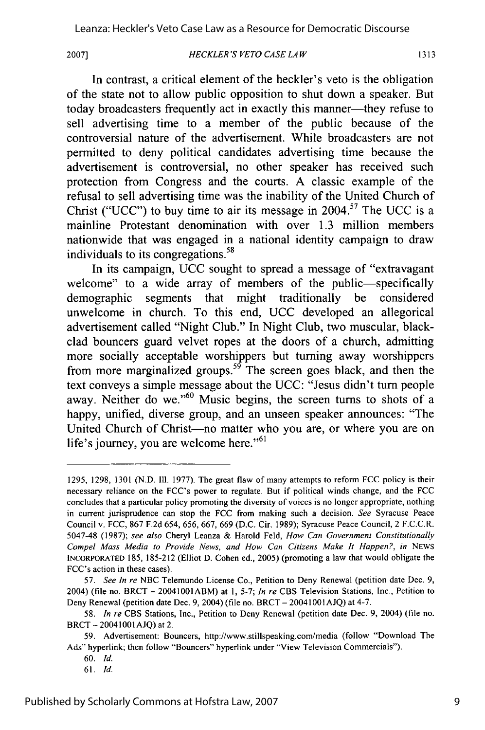In contrast, a critical element of the heckler's veto is the obligation of the state not to allow public opposition to shut down a speaker. But today broadcasters frequently act in exactly this manner—they refuse to sell advertising time to a member of the public because of the controversial nature of the advertisement. While broadcasters are not permitted to deny political candidates advertising time because the advertisement is controversial, no other speaker has received such protection from Congress and the courts. A classic example of the refusal to sell advertising time was the inability of the United Church of Christ ("UCC") to buy time to air its message in 2004.[57] The UCC is a mainline Protestant denomination with over 1.3 million members nationwide that was engaged in a national identity campaign to draw individuals to its congregations.[58]

In its campaign, UCC sought to spread a message of "extravagant welcome" to a wide array of members of the public—specifically demographic segments that might traditionally be considered unwelcome in church. To this end, UCC developed an allegorical advertisement called "Night Club." In Night Club, two muscular, black-clad bouncers guard velvet ropes at the doors of a church, admitting more socially acceptable worshippers but turning away worshippers from more marginalized groups.[59] The screen goes black, and then the text conveys a simple message about the UCC: "Jesus didn't turn people away. Neither do we."[60] Music begins, the screen turns to shots of a happy, unified, diverse group, and an unseen speaker announces: "The United Church of Christ—no matter who you are, or where you are on life's journey, you are welcome here."[61]

---

1295, 1298, 1301 (N.D. Ill. 1977). The great flaw of many attempts to reform FCC policy is their necessary reliance on the FCC's power to regulate. But if political winds change, and the FCC concludes that a particular policy promoting the diversity of voices is no longer appropriate, nothing in current jurisprudence can stop the FCC from making such a decision. *See* Syracuse Peace Council v. FCC, 867 F.2d 654, 656, 667, 669 (D.C. Cir. 1989); Syracuse Peace Council, 2 F.C.C.R. 5047-48 (1987); *see also* Cheryl Leanza & Harold Feld, *How Can Government Constitutionally Compel Mass Media to Provide News, and How Can Citizens Make It Happen?*, *in* NEWS INCORPORATED 185, 185-212 (Elliot D. Cohen ed., 2005) (promoting a law that would obligate the FCC's action in these cases).

57. *See In re* NBC Telemundo License Co., Petition to Deny Renewal (petition date Dec. 9, 2004) (file no. BRCT – 20041001ABM) at 1, 5-7; *In re* CBS Television Stations, Inc., Petition to Deny Renewal (petition date Dec. 9, 2004) (file no. BRCT – 20041001AJQ) at 4-7.

58. *In re* CBS Stations, Inc., Petition to Deny Renewal (petition date Dec. 9, 2004) (file no. BRCT – 20041001AJQ) at 2.

59. Advertisement: Bouncers, http://www.stillspeaking.com/media (follow "Download The Ads" hyperlink; then follow "Bouncers" hyperlink under "View Television Commercials").

60. *Id.*

61. *Id.*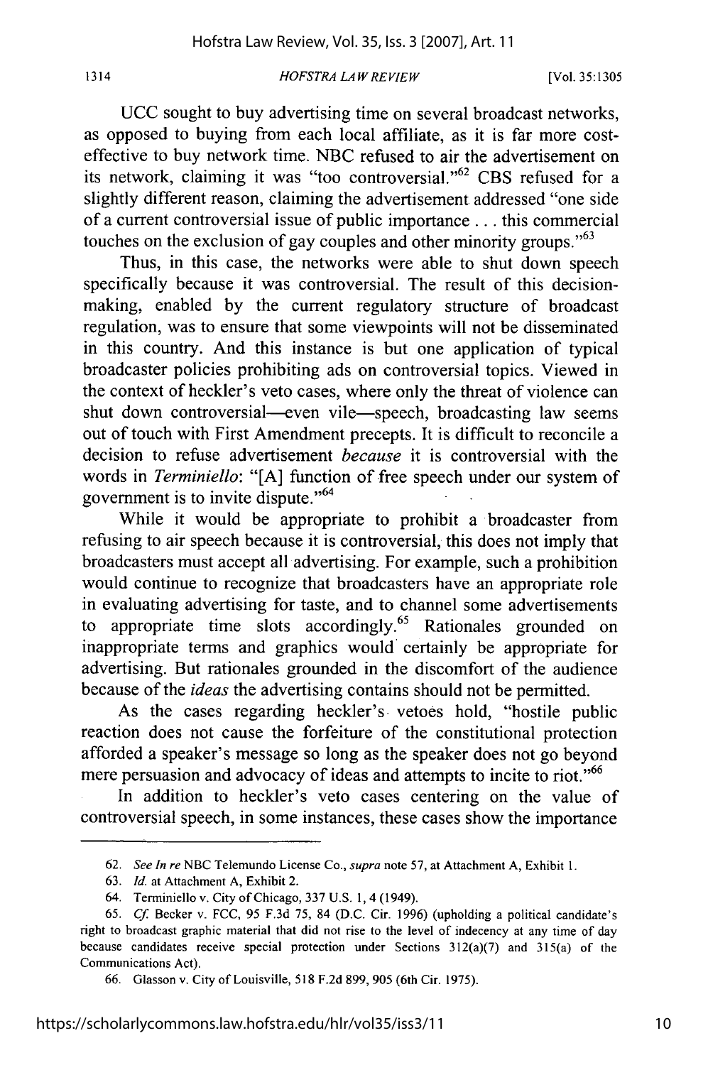UCC sought to buy advertising time on several broadcast networks, as opposed to buying from each local affiliate, as it is far more cost-effective to buy network time. NBC refused to air the advertisement on its network, claiming it was "too controversial."[62] CBS refused for a slightly different reason, claiming the advertisement addressed "one side of a current controversial issue of public importance . . . this commercial touches on the exclusion of gay couples and other minority groups."[63]

Thus, in this case, the networks were able to shut down speech specifically because it was controversial. The result of this decision-making, enabled by the current regulatory structure of broadcast regulation, was to ensure that some viewpoints will not be disseminated in this country. And this instance is but one application of typical broadcaster policies prohibiting ads on controversial topics. Viewed in the context of heckler's veto cases, where only the threat of violence can shut down controversial—even vile—speech, broadcasting law seems out of touch with First Amendment precepts. It is difficult to reconcile a decision to refuse advertisement *because* it is controversial with the words in *Terminiello*: "[A] function of free speech under our system of government is to invite dispute."[64]

While it would be appropriate to prohibit a broadcaster from refusing to air speech because it is controversial, this does not imply that broadcasters must accept all advertising. For example, such a prohibition would continue to recognize that broadcasters have an appropriate role in evaluating advertising for taste, and to channel some advertisements to appropriate time slots accordingly.[65] Rationales grounded on inappropriate terms and graphics would certainly be appropriate for advertising. But rationales grounded in the discomfort of the audience because of the *ideas* the advertising contains should not be permitted.

As the cases regarding heckler's vetoes hold, "hostile public reaction does not cause the forfeiture of the constitutional protection afforded a speaker's message so long as the speaker does not go beyond mere persuasion and advocacy of ideas and attempts to incite to riot."[66]

In addition to heckler's veto cases centering on the value of controversial speech, in some instances, these cases show the importance

---

62. *See In re* NBC Telemundo License Co., *supra* note 57, at Attachment A, Exhibit 1.

63. *Id.* at Attachment A, Exhibit 2.

64. Terminiello v. City of Chicago, 337 U.S. 1, 4 (1949).

65. *Cf.* Becker v. FCC, 95 F.3d 75, 84 (D.C. Cir. 1996) (upholding a political candidate's right to broadcast graphic material that did not rise to the level of indecency at any time of day because candidates receive special protection under Sections 312(a)(7) and 315(a) of the Communications Act).

66. Glasson v. City of Louisville, 518 F.2d 899, 905 (6th Cir. 1975).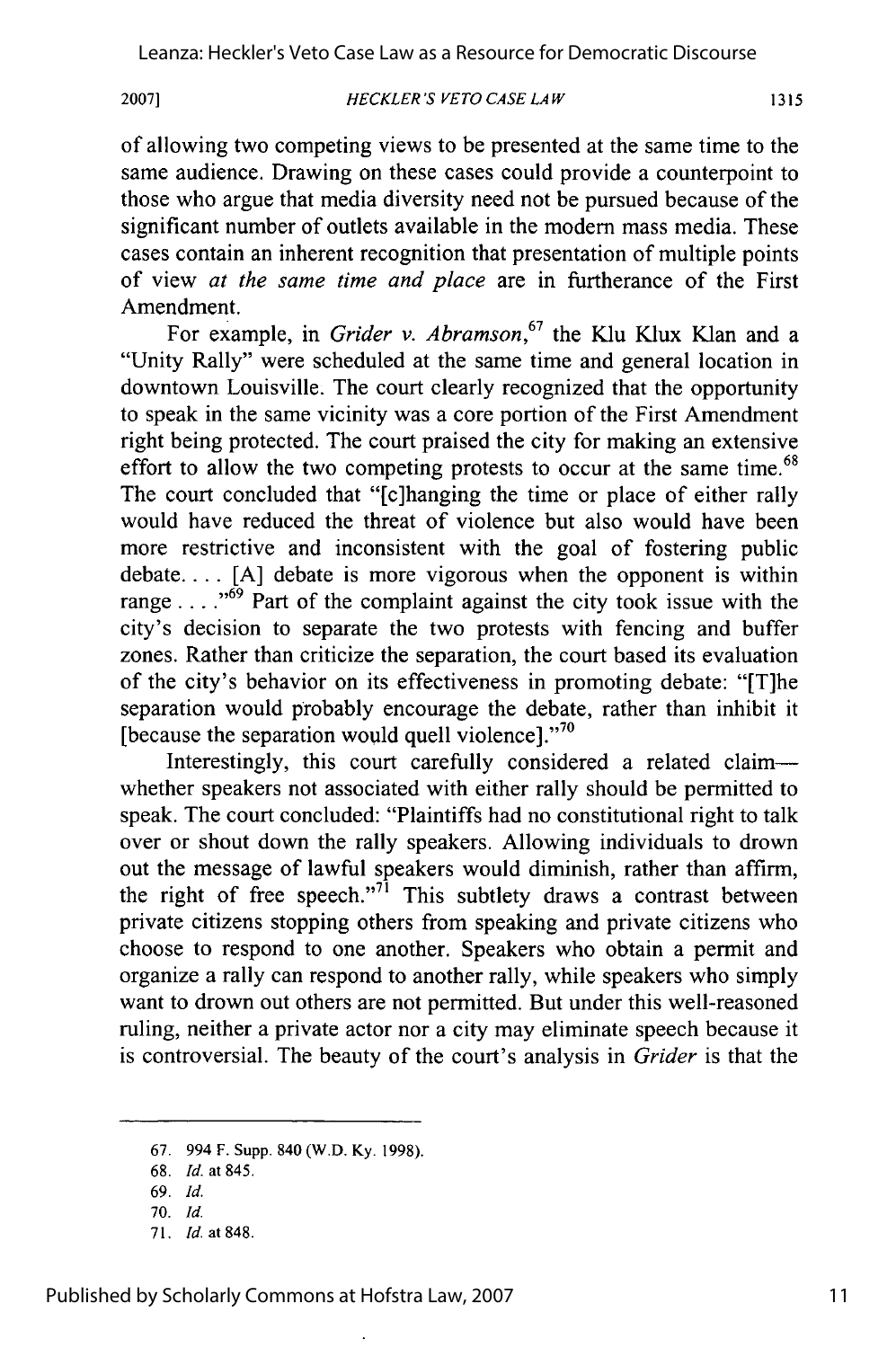of allowing two competing views to be presented at the same time to the same audience. Drawing on these cases could provide a counterpoint to those who argue that media diversity need not be pursued because of the significant number of outlets available in the modern mass media. These cases contain an inherent recognition that presentation of multiple points of view *at the same time and place* are in furtherance of the First Amendment.

For example, in *Grider v. Abramson*,[67] the Klu Klux Klan and a "Unity Rally" were scheduled at the same time and general location in downtown Louisville. The court clearly recognized that the opportunity to speak in the same vicinity was a core portion of the First Amendment right being protected. The court praised the city for making an extensive effort to allow the two competing protests to occur at the same time.[68] The court concluded that "[c]hanging the time or place of either rally would have reduced the threat of violence but also would have been more restrictive and inconsistent with the goal of fostering public debate. . . . [A] debate is more vigorous when the opponent is within range . . . ."[69] Part of the complaint against the city took issue with the city's decision to separate the two protests with fencing and buffer zones. Rather than criticize the separation, the court based its evaluation of the city's behavior on its effectiveness in promoting debate: "[T]he separation would probably encourage the debate, rather than inhibit it [because the separation would quell violence]."[70]

Interestingly, this court carefully considered a related claim—whether speakers not associated with either rally should be permitted to speak. The court concluded: "Plaintiffs had no constitutional right to talk over or shout down the rally speakers. Allowing individuals to drown out the message of lawful speakers would diminish, rather than affirm, the right of free speech."[71] This subtlety draws a contrast between private citizens stopping others from speaking and private citizens who choose to respond to one another. Speakers who obtain a permit and organize a rally can respond to another rally, while speakers who simply want to drown out others are not permitted. But under this well-reasoned ruling, neither a private actor nor a city may eliminate speech because it is controversial. The beauty of the court's analysis in *Grider* is that the

---

67. 994 F. Supp. 840 (W.D. Ky. 1998).

68. *Id.* at 845.

69. *Id.*

70. *Id.*

71. *Id.* at 848.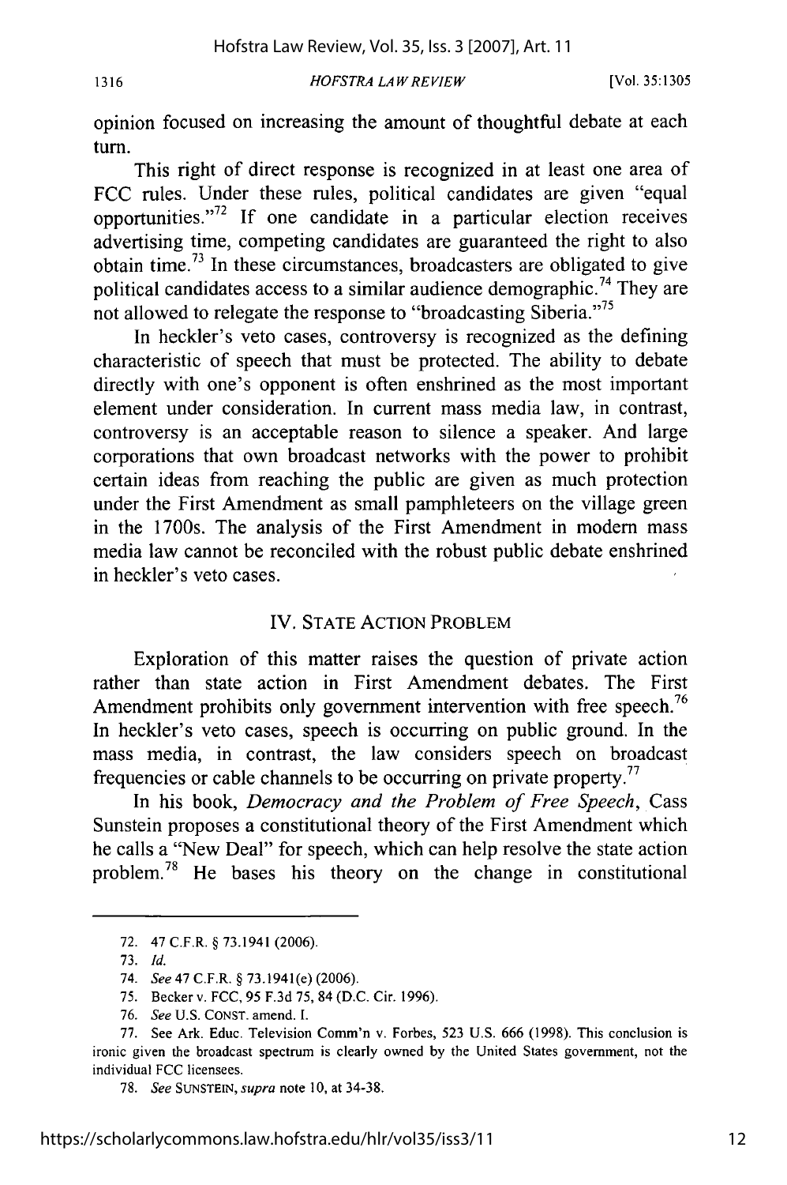opinion focused on increasing the amount of thoughtful debate at each turn.

This right of direct response is recognized in at least one area of FCC rules. Under these rules, political candidates are given "equal opportunities."[72] If one candidate in a particular election receives advertising time, competing candidates are guaranteed the right to also obtain time.[73] In these circumstances, broadcasters are obligated to give political candidates access to a similar audience demographic.[74] They are not allowed to relegate the response to "broadcasting Siberia."[75]

In heckler's veto cases, controversy is recognized as the defining characteristic of speech that must be protected. The ability to debate directly with one's opponent is often enshrined as the most important element under consideration. In current mass media law, in contrast, controversy is an acceptable reason to silence a speaker. And large corporations that own broadcast networks with the power to prohibit certain ideas from reaching the public are given as much protection under the First Amendment as small pamphleteers on the village green in the 1700s. The analysis of the First Amendment in modern mass media law cannot be reconciled with the robust public debate enshrined in heckler's veto cases.

## IV. STATE ACTION PROBLEM

Exploration of this matter raises the question of private action rather than state action in First Amendment debates. The First Amendment prohibits only government intervention with free speech.[76] In heckler's veto cases, speech is occurring on public ground. In the mass media, in contrast, the law considers speech on broadcast frequencies or cable channels to be occurring on private property.[77]

In his book, *Democracy and the Problem of Free Speech*, Cass Sunstein proposes a constitutional theory of the First Amendment which he calls a "New Deal" for speech, which can help resolve the state action problem.[78] He bases his theory on the change in constitutional

---

72. 47 C.F.R. § 73.1941 (2006).

73. *Id.*

74. *See* 47 C.F.R. § 73.1941(e) (2006).

75. Becker v. FCC, 95 F.3d 75, 84 (D.C. Cir. 1996).

76. *See* U.S. CONST. amend. I.

77. See Ark. Educ. Television Comm'n v. Forbes, 523 U.S. 666 (1998). This conclusion is ironic given the broadcast spectrum is clearly owned by the United States government, not the individual FCC licensees.

78. *See* SUNSTEIN, *supra* note 10, at 34-38.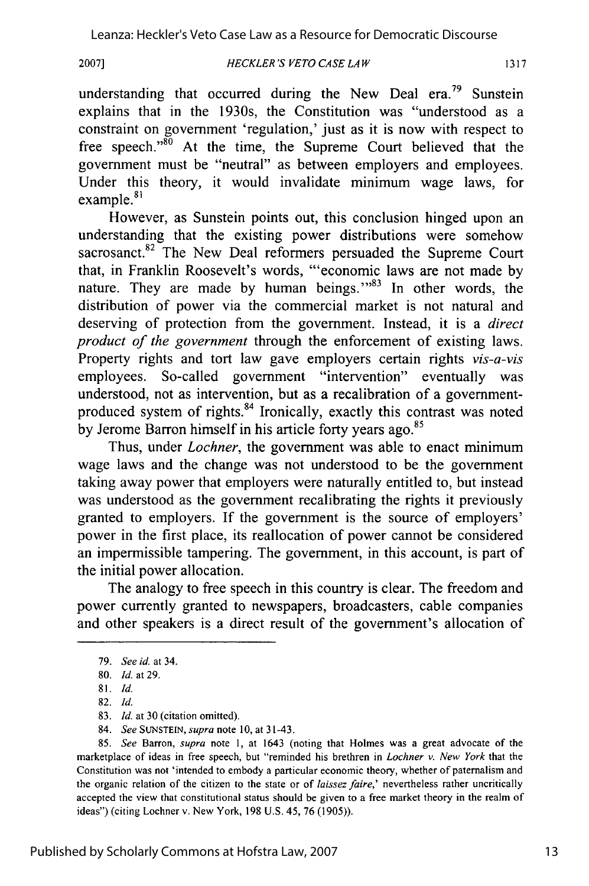understanding that occurred during the New Deal era.[79] Sunstein explains that in the 1930s, the Constitution was "understood as a constraint on government 'regulation,' just as it is now with respect to free speech."[80] At the time, the Supreme Court believed that the government must be "neutral" as between employers and employees. Under this theory, it would invalidate minimum wage laws, for example.[81]

However, as Sunstein points out, this conclusion hinged upon an understanding that the existing power distributions were somehow sacrosanct.[82] The New Deal reformers persuaded the Supreme Court that, in Franklin Roosevelt's words, "'economic laws are not made by nature. They are made by human beings.'"[83] In other words, the distribution of power via the commercial market is not natural and deserving of protection from the government. Instead, it is a *direct product of the government* through the enforcement of existing laws. Property rights and tort law gave employers certain rights *vis-a-vis* employees. So-called government "intervention" eventually was understood, not as intervention, but as a recalibration of a government-produced system of rights.[84] Ironically, exactly this contrast was noted by Jerome Barron himself in his article forty years ago.[85]

Thus, under *Lochner*, the government was able to enact minimum wage laws and the change was not understood to be the government taking away power that employers were naturally entitled to, but instead was understood as the government recalibrating the rights it previously granted to employers. If the government is the source of employers' power in the first place, its reallocation of power cannot be considered an impermissible tampering. The government, in this account, is part of the initial power allocation.

The analogy to free speech in this country is clear. The freedom and power currently granted to newspapers, broadcasters, cable companies and other speakers is a direct result of the government's allocation of

---

79. *See id.* at 34.

80. *Id.* at 29.

81. *Id.*

82. *Id.*

83. *Id.* at 30 (citation omitted).

84. *See* SUNSTEIN, *supra* note 10, at 31-43.

85. *See* Barron, *supra* note 1, at 1643 (noting that Holmes was a great advocate of the marketplace of ideas in free speech, but "reminded his brethren in *Lochner v. New York* that the Constitution was not 'intended to embody a particular economic theory, whether of paternalism and the organic relation of the citizen to the state or of *laissez faire*,' nevertheless rather uncritically accepted the view that constitutional status should be given to a free market theory in the realm of ideas") (citing Lochner v. New York, 198 U.S. 45, 76 (1905)).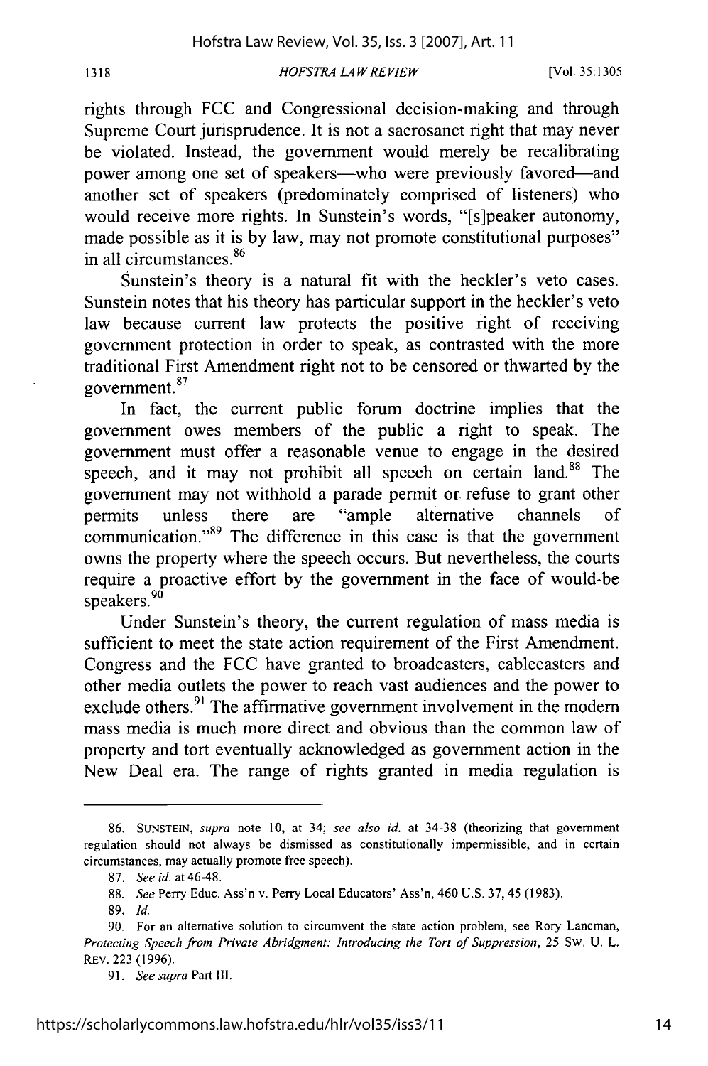rights through FCC and Congressional decision-making and through Supreme Court jurisprudence. It is not a sacrosanct right that may never be violated. Instead, the government would merely be recalibrating power among one set of speakers—who were previously favored—and another set of speakers (predominately comprised of listeners) who would receive more rights. In Sunstein's words, "[s]peaker autonomy, made possible as it is by law, may not promote constitutional purposes" in all circumstances.[86]

Sunstein's theory is a natural fit with the heckler's veto cases. Sunstein notes that his theory has particular support in the heckler's veto law because current law protects the positive right of receiving government protection in order to speak, as contrasted with the more traditional First Amendment right not to be censored or thwarted by the government.[87]

In fact, the current public forum doctrine implies that the government owes members of the public a right to speak. The government must offer a reasonable venue to engage in the desired speech, and it may not prohibit all speech on certain land.[88] The government may not withhold a parade permit or refuse to grant other permits unless there are "ample alternative channels of communication."[89] The difference in this case is that the government owns the property where the speech occurs. But nevertheless, the courts require a proactive effort by the government in the face of would-be speakers.[90]

Under Sunstein's theory, the current regulation of mass media is sufficient to meet the state action requirement of the First Amendment. Congress and the FCC have granted to broadcasters, cablecasters and other media outlets the power to reach vast audiences and the power to exclude others.[91] The affirmative government involvement in the modern mass media is much more direct and obvious than the common law of property and tort eventually acknowledged as government action in the New Deal era. The range of rights granted in media regulation is

---

86. SUNSTEIN, *supra* note 10, at 34; *see also id.* at 34-38 (theorizing that government regulation should not always be dismissed as constitutionally impermissible, and in certain circumstances, may actually promote free speech).

87. *See id.* at 46-48.

88. *See* Perry Educ. Ass'n v. Perry Local Educators' Ass'n, 460 U.S. 37, 45 (1983).

89. *Id.*

90. For an alternative solution to circumvent the state action problem, see Rory Lancman, *Protecting Speech from Private Abridgment: Introducing the Tort of Suppression*, 25 SW. U. L. REV. 223 (1996).

91. *See supra* Part III.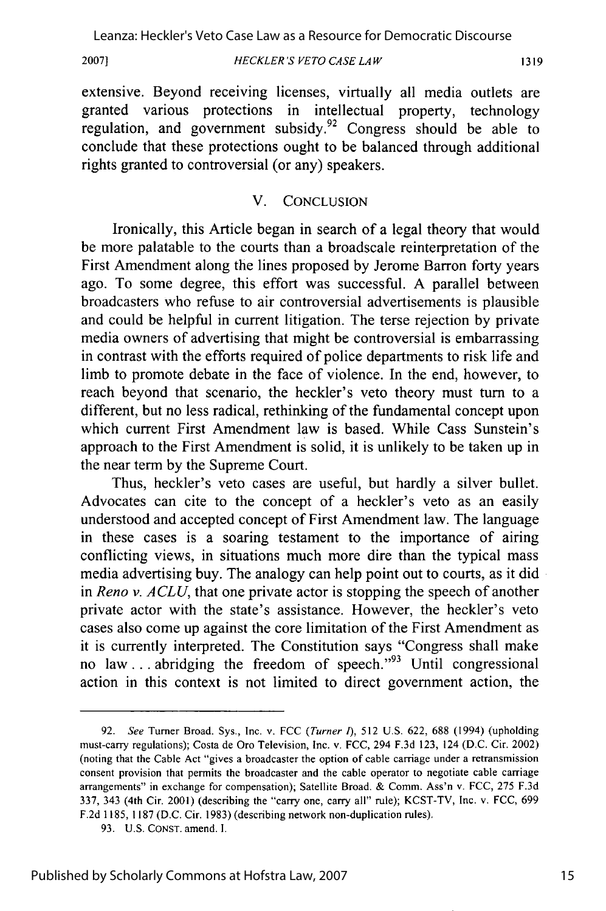extensive. Beyond receiving licenses, virtually all media outlets are granted various protections in intellectual property, technology regulation, and government subsidy.[92] Congress should be able to conclude that these protections ought to be balanced through additional rights granted to controversial (or any) speakers.

## V. CONCLUSION

Ironically, this Article began in search of a legal theory that would be more palatable to the courts than a broadscale reinterpretation of the First Amendment along the lines proposed by Jerome Barron forty years ago. To some degree, this effort was successful. A parallel between broadcasters who refuse to air controversial advertisements is plausible and could be helpful in current litigation. The terse rejection by private media owners of advertising that might be controversial is embarrassing in contrast with the efforts required of police departments to risk life and limb to promote debate in the face of violence. In the end, however, to reach beyond that scenario, the heckler's veto theory must turn to a different, but no less radical, rethinking of the fundamental concept upon which current First Amendment law is based. While Cass Sunstein's approach to the First Amendment is solid, it is unlikely to be taken up in the near term by the Supreme Court.

Thus, heckler's veto cases are useful, but hardly a silver bullet. Advocates can cite to the concept of a heckler's veto as an easily understood and accepted concept of First Amendment law. The language in these cases is a soaring testament to the importance of airing conflicting views, in situations much more dire than the typical mass media advertising buy. The analogy can help point out to courts, as it did in *Reno v. ACLU*, that one private actor is stopping the speech of another private actor with the state's assistance. However, the heckler's veto cases also come up against the core limitation of the First Amendment as it is currently interpreted. The Constitution says "Congress shall make no law . . . abridging the freedom of speech."[93] Until congressional action in this context is not limited to direct government action, the

---

92. *See* Turner Broad. Sys., Inc. v. FCC (*Turner I*), 512 U.S. 622, 688 (1994) (upholding must-carry regulations); Costa de Oro Television, Inc. v. FCC, 294 F.3d 123, 124 (D.C. Cir. 2002) (noting that the Cable Act "gives a broadcaster the option of cable carriage under a retransmission consent provision that permits the broadcaster and the cable operator to negotiate cable carriage arrangements" in exchange for compensation); Satellite Broad. & Comm. Ass'n v. FCC, 275 F.3d 337, 343 (4th Cir. 2001) (describing the "carry one, carry all" rule); KCST-TV, Inc. v. FCC, 699 F.2d 1185, 1187 (D.C. Cir. 1983) (describing network non-duplication rules).

93. U.S. CONST. amend. I.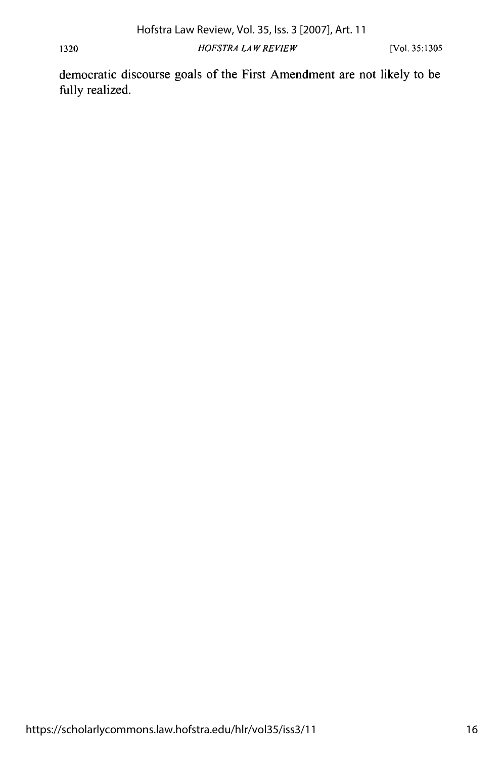democratic discourse goals of the First Amendment are not likely to be fully realized.